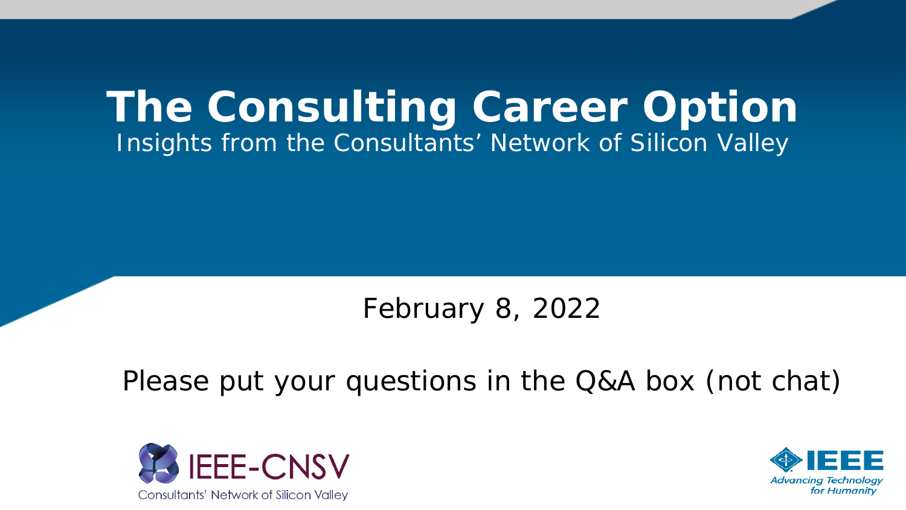# The Consulting Career Option

Insights from the Consultants' Network of Silicon Valley

February 8, 2022

Please put your questions in the Q&A box (not chat)

IEEE-CNSV

Consultants' Network of Silicon Valley

IEEE

*Advancing Technology for Humanity*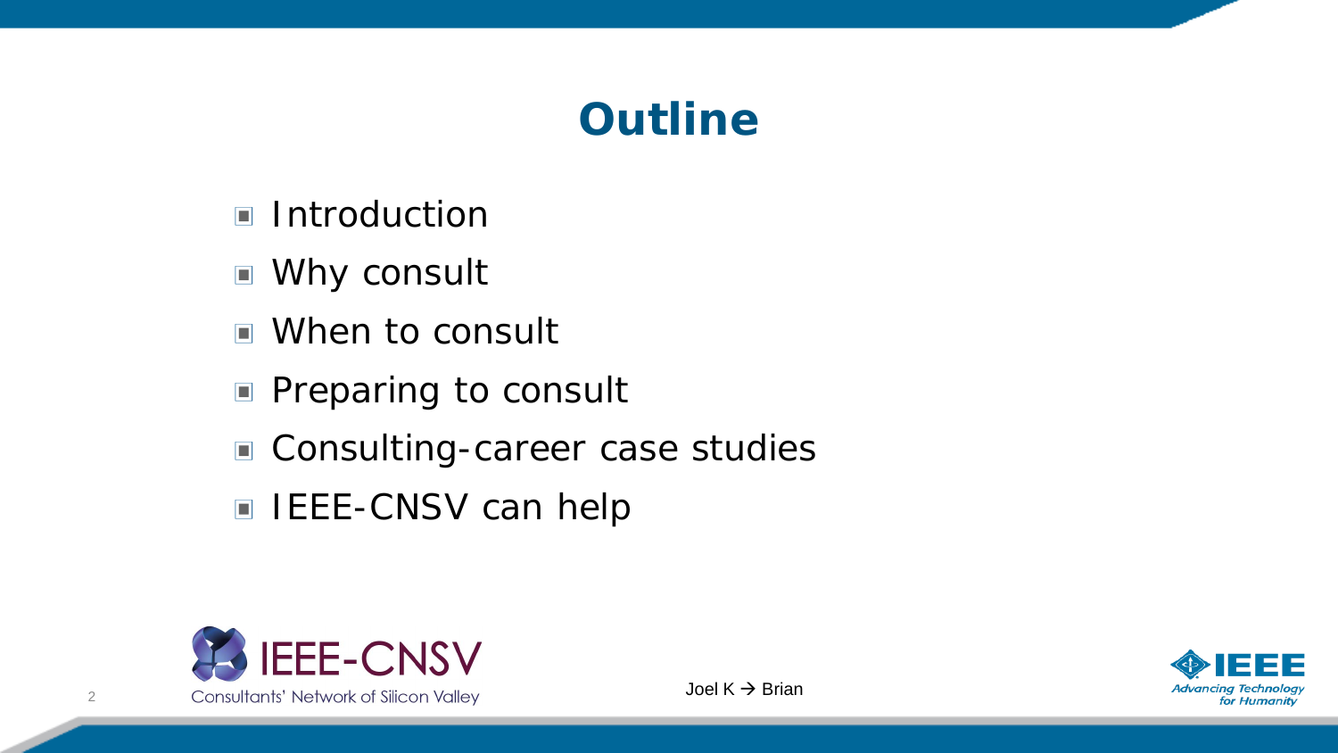# Outline

- Introduction
- Why consult
- When to consult
- Preparing to consult
- Consulting-career case studies
- IEEE-CNSV can help

Joel K → Brian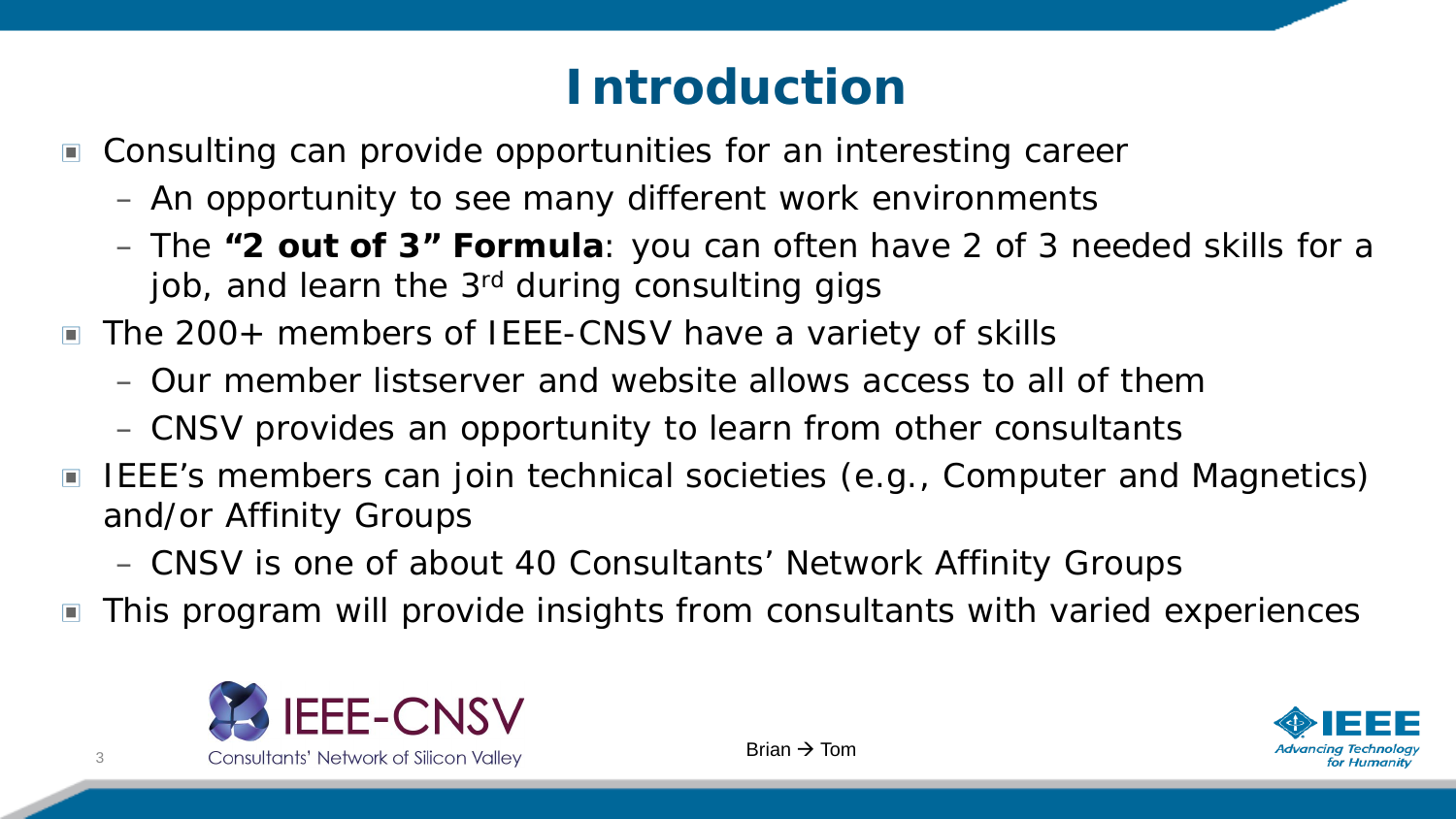# Introduction

- Consulting can provide opportunities for an interesting career
  - An opportunity to see many different work environments
  - The **"2 out of 3" Formula**: you can often have 2 of 3 needed skills for a job, and learn the 3rd during consulting gigs
- The 200+ members of IEEE-CNSV have a variety of skills
  - Our member listserver and website allows access to all of them
  - CNSV provides an opportunity to learn from other consultants
- IEEE's members can join technical societies (e.g., Computer and Magnetics) and/or Affinity Groups
  - CNSV is one of about 40 Consultants' Network Affinity Groups
- This program will provide insights from consultants with varied experiences

Brian → Tom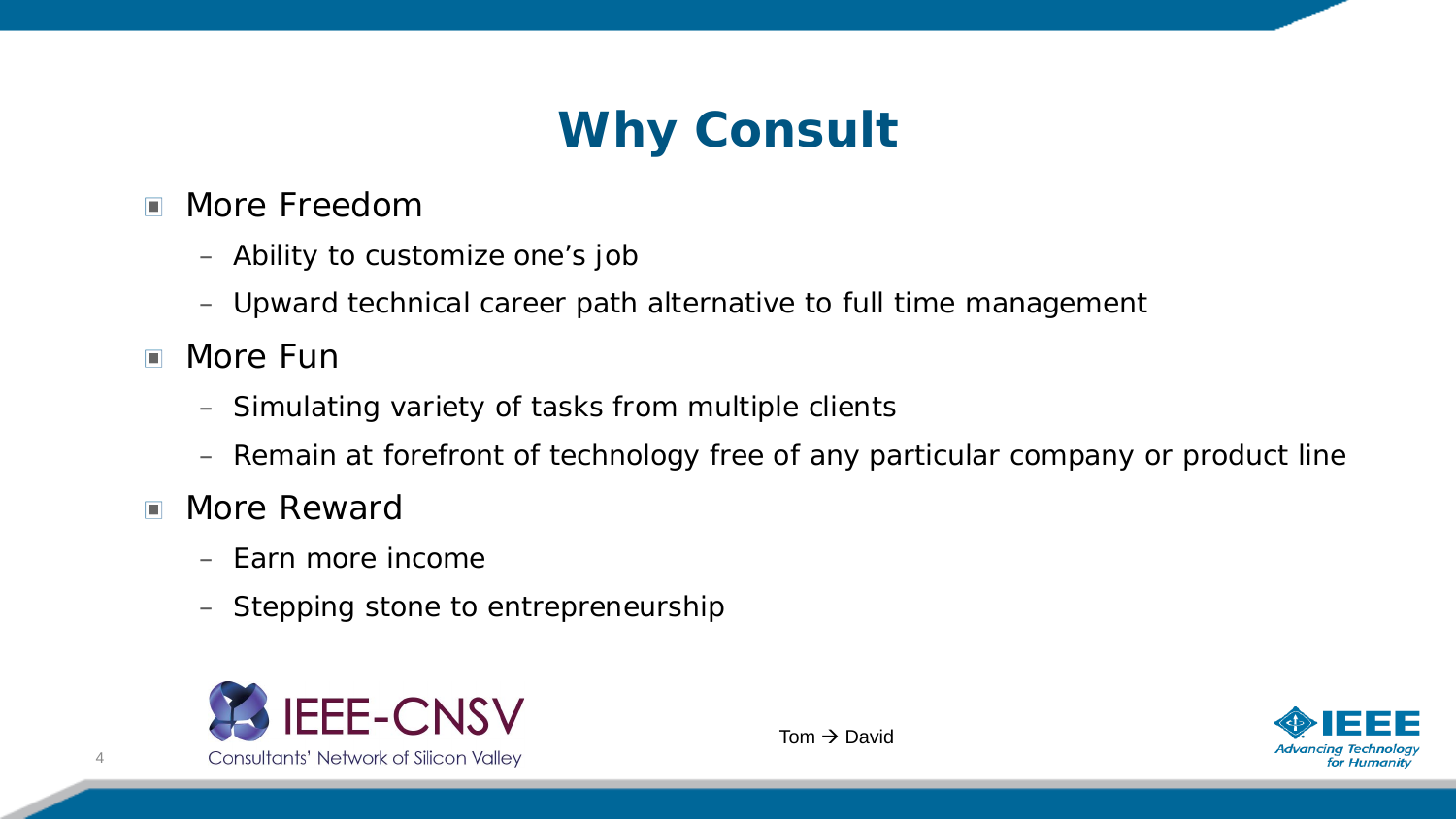# Why Consult

- More Freedom
  - Ability to customize one’s job
  - Upward technical career path alternative to full time management
- More Fun
  - Simulating variety of tasks from multiple clients
  - Remain at forefront of technology free of any particular company or product line
- More Reward
  - Earn more income
  - Stepping stone to entrepreneurship

Tom → David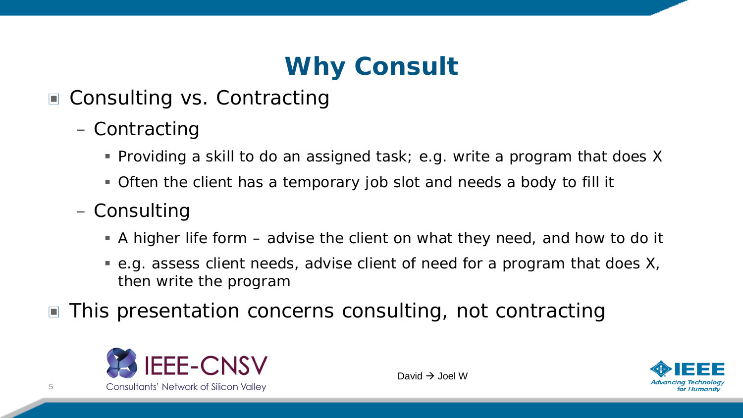# Why Consult

- Consulting vs. Contracting
  - Contracting
    - Providing a skill to do an assigned task; e.g. write a program that does X
    - Often the client has a temporary job slot and needs a body to fill it
  - Consulting
    - A higher life form – advise the client on what they need, and how to do it
    - e.g. assess client needs, advise client of need for a program that does X, then write the program
- This presentation concerns consulting, not contracting

David → Joel W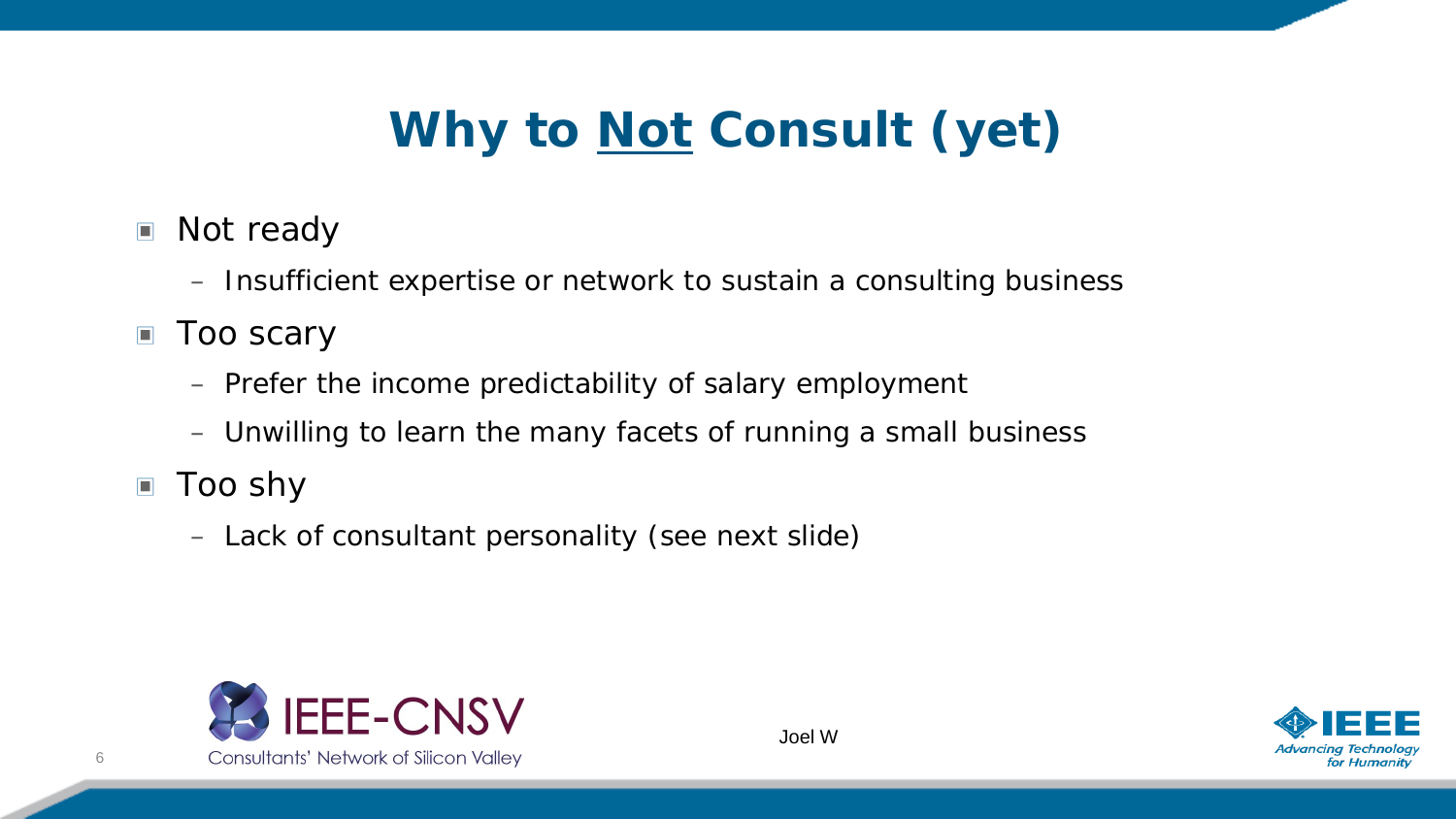# Why to <u>Not</u> Consult (yet)

- Not ready
  - Insufficient expertise or network to sustain a consulting business
- Too scary
  - Prefer the income predictability of salary employment
  - Unwilling to learn the many facets of running a small business
- Too shy
  - Lack of consultant personality (see next slide)

Joel W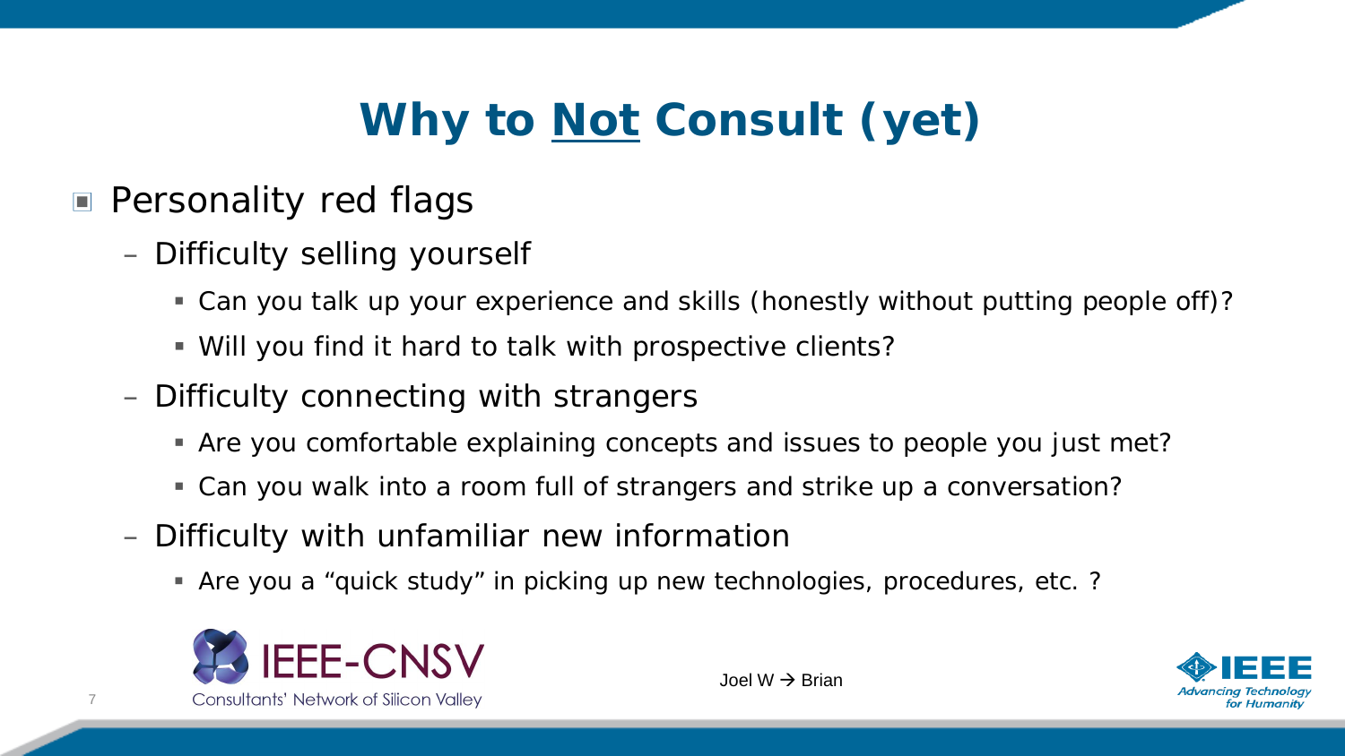# Why to <u>Not</u> Consult (yet)

- Personality red flags
  - Difficulty selling yourself
    - Can you talk up your experience and skills (honestly without putting people off)?
    - Will you find it hard to talk with prospective clients?
  - Difficulty connecting with strangers
    - Are you comfortable explaining concepts and issues to people you just met?
    - Can you walk into a room full of strangers and strike up a conversation?
  - Difficulty with unfamiliar new information
    - Are you a “quick study” in picking up new technologies, procedures, etc. ?

Joel W → Brian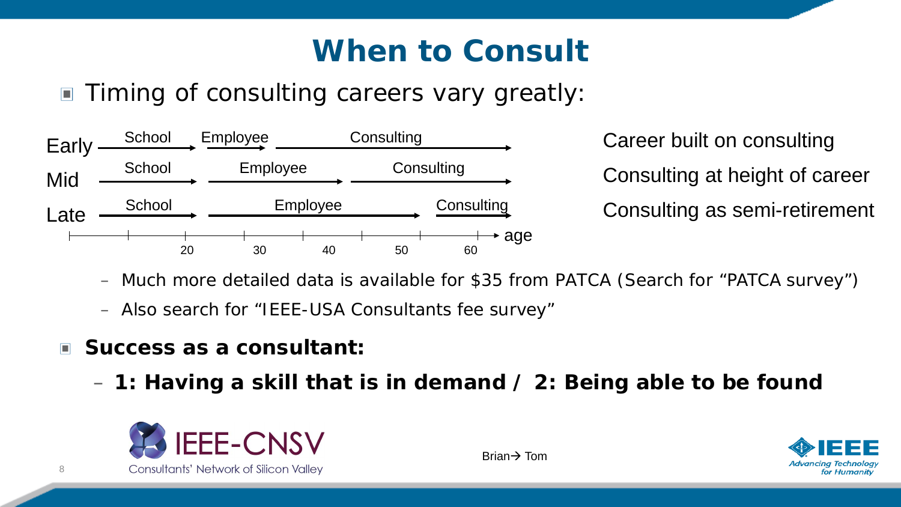# When to Consult

- Timing of consulting careers vary greatly:

| | School | Employee | Consulting | |
|---|---|---|---|---|
| Early | School → | Employee → | Consulting → | Career built on consulting |
| Mid | School → | Employee → | Consulting → | Consulting at height of career |
| Late | School → | Employee → | Consulting → | Consulting as semi-retirement |

age: 20, 30, 40, 50, 60

  - Much more detailed data is available for $35 from PATCA (Search for "PATCA survey")
  - Also search for "IEEE-USA Consultants fee survey"

- **Success as a consultant:**
  - **1: Having a skill that is in demand / 2: Being able to be found**

IEEE-CNSV Consultants' Network of Silicon Valley

Brian→ Tom

IEEE Advancing Technology for Humanity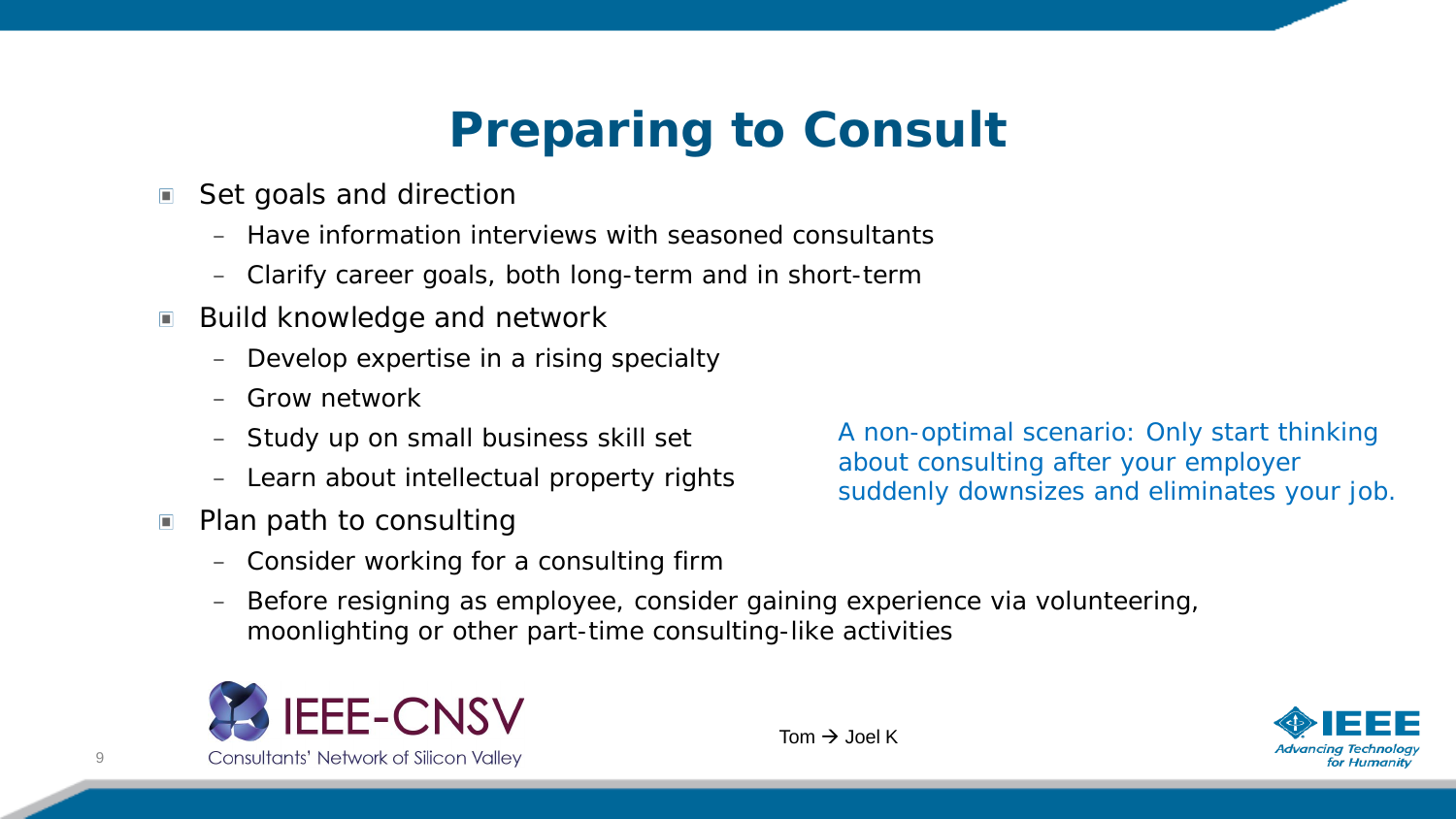# Preparing to Consult

- Set goals and direction
  - Have information interviews with seasoned consultants
  - Clarify career goals, both long-term and in short-term
- Build knowledge and network
  - Develop expertise in a rising specialty
  - Grow network
  - Study up on small business skill set
  - Learn about intellectual property rights
- Plan path to consulting
  - Consider working for a consulting firm
  - Before resigning as employee, consider gaining experience via volunteering, moonlighting or other part-time consulting-like activities

A non-optimal scenario: Only start thinking about consulting after your employer suddenly downsizes and eliminates your job.

Tom → Joel K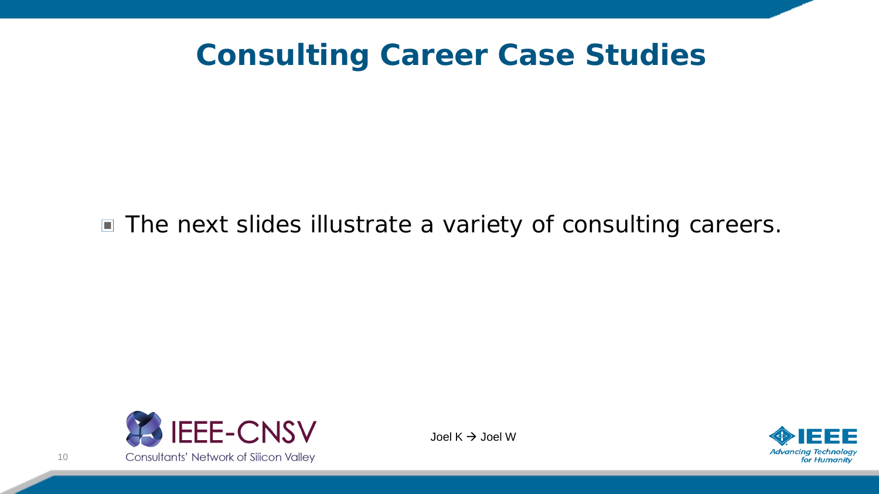# Consulting Career Case Studies

- The next slides illustrate a variety of consulting careers.

Joel K → Joel W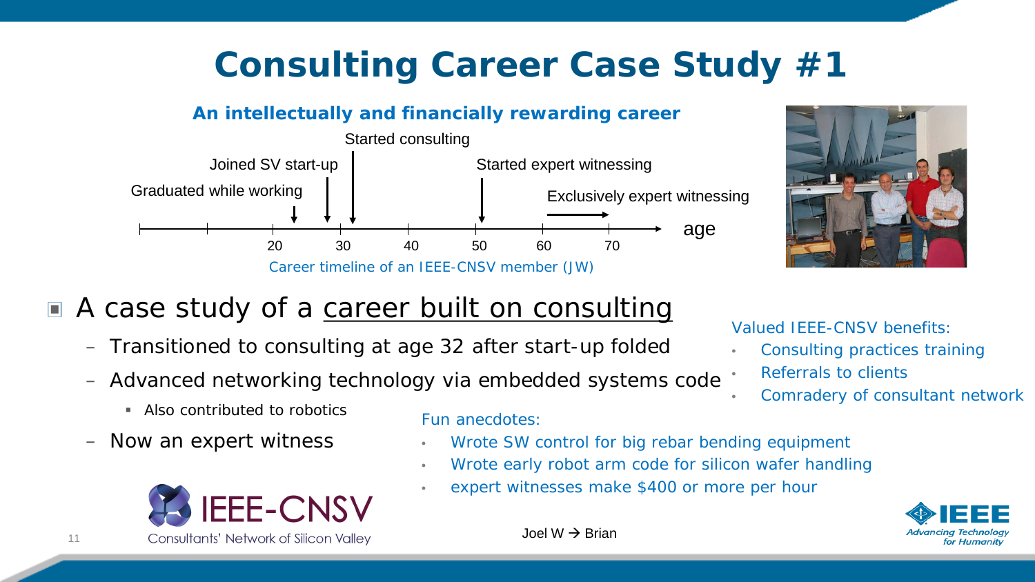# Consulting Career Case Study #1

### An intellectually and financially rewarding career

Graduated while working — Joined SV start-up — Started consulting — Started expert witnessing — Exclusively expert witnessing

age: 20, 30, 40, 50, 60, 70

Career timeline of an IEEE-CNSV member (JW)

- A case study of a career built on consulting
  - Transitioned to consulting at age 32 after start-up folded
  - Advanced networking technology via embedded systems code
    - Also contributed to robotics
  - Now an expert witness

Valued IEEE-CNSV benefits:

- Consulting practices training
- Referrals to clients
- Comradery of consultant network

Fun anecdotes:

- Wrote SW control for big rebar bending equipment
- Wrote early robot arm code for silicon wafer handling
- expert witnesses make $400 or more per hour

IEEE-CNSV Consultants' Network of Silicon Valley

Joel W → Brian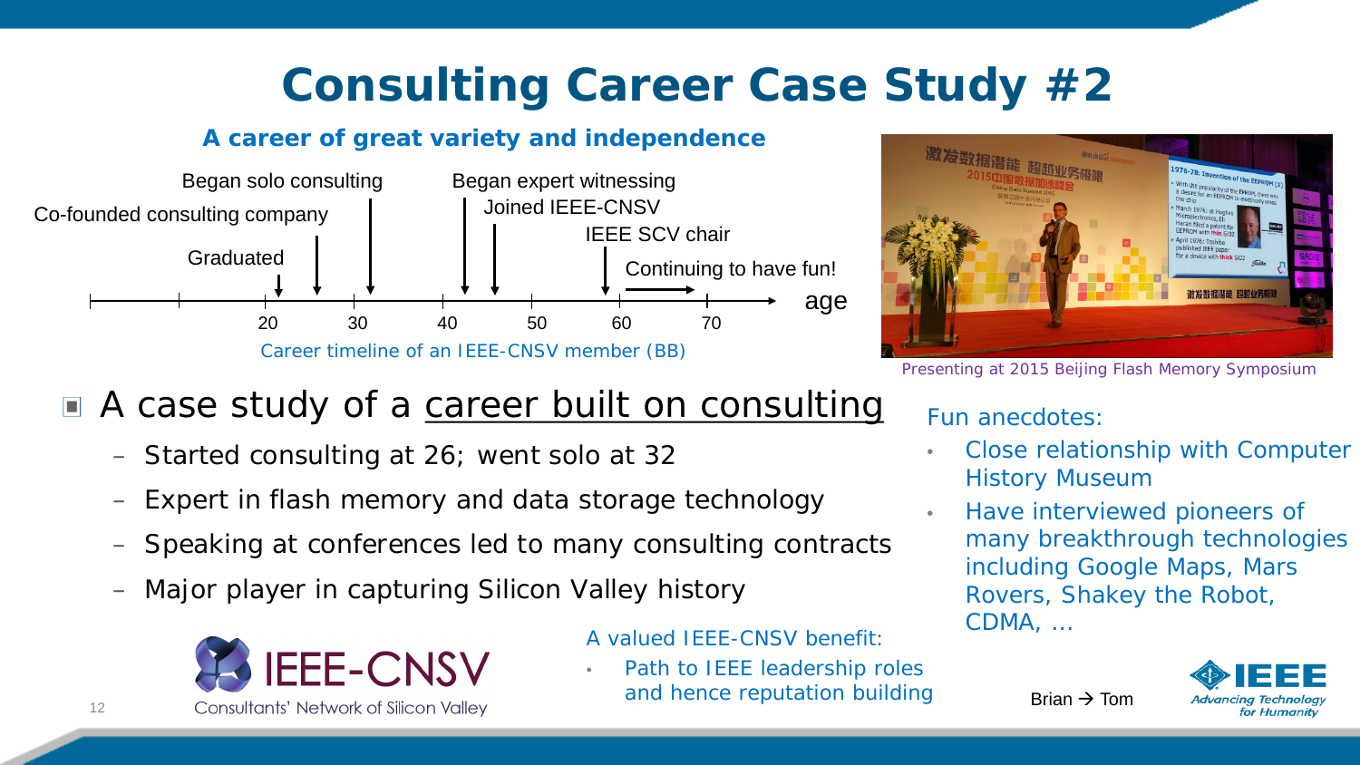# Consulting Career Case Study #2

**A career of great variety and independence**

- Graduated
- Co-founded consulting company
- Began solo consulting
- Began expert witnessing
- Joined IEEE-CNSV
- IEEE SCV chair
- Continuing to have fun!

age: 20, 30, 40, 50, 60, 70

Career timeline of an IEEE-CNSV member (BB)

Presenting at 2015 Beijing Flash Memory Symposium

- A case study of a <u>career built on consulting</u>
  - Started consulting at 26; went solo at 32
  - Expert in flash memory and data storage technology
  - Speaking at conferences led to many consulting contracts
  - Major player in capturing Silicon Valley history

Fun anecdotes:

- Close relationship with Computer History Museum
- Have interviewed pioneers of many breakthrough technologies including Google Maps, Mars Rovers, Shakey the Robot, CDMA, …

A valued IEEE-CNSV benefit:

- Path to IEEE leadership roles and hence reputation building

IEEE-CNSV
Consultants' Network of Silicon Valley

Brian → Tom

IEEE Advancing Technology for Humanity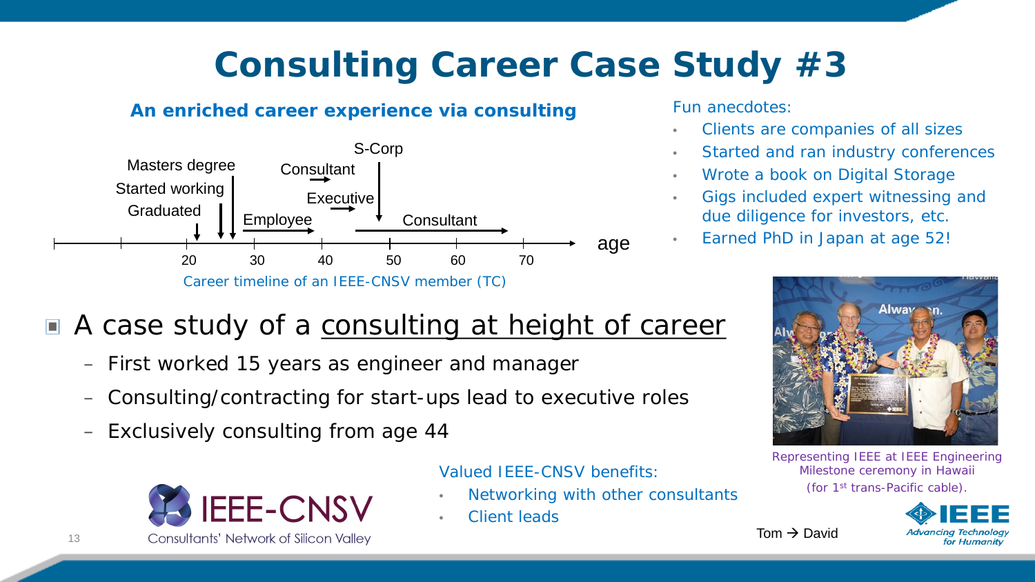# Consulting Career Case Study #3

### An enriched career experience via consulting

Masters degree
Started working
Graduated
Employee
Consultant
Executive
S-Corp
Consultant

age: 20, 30, 40, 50, 60, 70

Career timeline of an IEEE-CNSV member (TC)

Fun anecdotes:

- Clients are companies of all sizes
- Started and ran industry conferences
- Wrote a book on Digital Storage
- Gigs included expert witnessing and due diligence for investors, etc.
- Earned PhD in Japan at age 52!

- A case study of a consulting at height of career
  - First worked 15 years as engineer and manager
  - Consulting/contracting for start-ups lead to executive roles
  - Exclusively consulting from age 44

Representing IEEE at IEEE Engineering Milestone ceremony in Hawaii (for 1st trans-Pacific cable).

IEEE-CNSV
Consultants' Network of Silicon Valley

Valued IEEE-CNSV benefits:

- Networking with other consultants
- Client leads

Tom → David

IEEE Advancing Technology for Humanity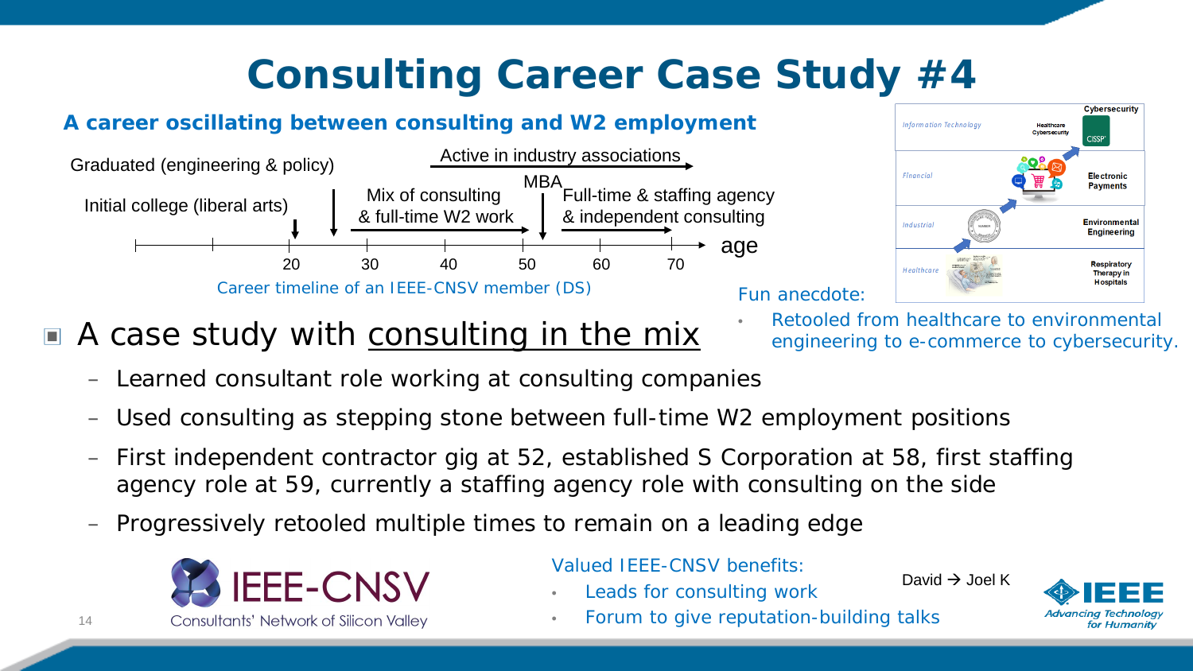# Consulting Career Case Study #4

**A career oscillating between consulting and W2 employment**

Graduated (engineering & policy)

Initial college (liberal arts)

Active in industry associations

Mix of consulting & full-time W2 work

MBA

Full-time & staffing agency & independent consulting

20 30 40 50 60 70 age

Career timeline of an IEEE-CNSV member (DS)

| Information Technology | Healthcare Cybersecurity | Cybersecurity (CISSP) |
|---|---|---|
| Financial | | Electronic Payments |
| Industrial | | Environmental Engineering |
| Healthcare | | Respiratory Therapy in Hospitals |

Fun anecdote:

- Retooled from healthcare to environmental engineering to e-commerce to cybersecurity.

- A case study with consulting in the mix
  - Learned consultant role working at consulting companies
  - Used consulting as stepping stone between full-time W2 employment positions
  - First independent contractor gig at 52, established S Corporation at 58, first staffing agency role at 59, currently a staffing agency role with consulting on the side
  - Progressively retooled multiple times to remain on a leading edge

IEEE-CNSV Consultants' Network of Silicon Valley

Valued IEEE-CNSV benefits:

- Leads for consulting work
- Forum to give reputation-building talks

David → Joel K

IEEE Advancing Technology for Humanity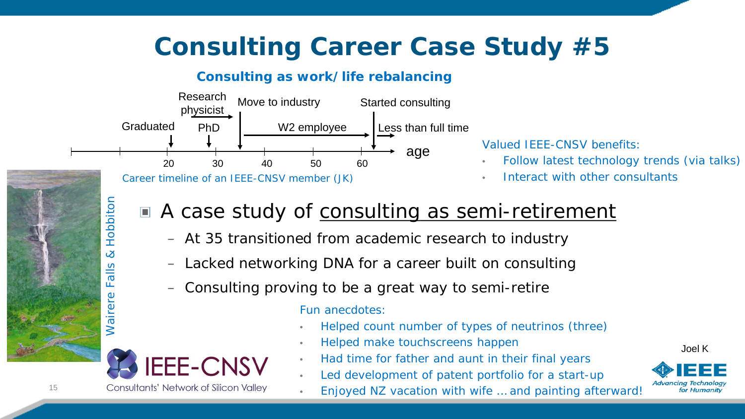# Consulting Career Case Study #5

**Consulting as work/life rebalancing**

Research physicist | Move to industry | Started consulting

Graduated | PhD | W2 employee | Less than full time

age: 20, 30, 40, 50, 60

Career timeline of an IEEE-CNSV member (JK)

Valued IEEE-CNSV benefits:

- Follow latest technology trends (via talks)
- Interact with other consultants

Wairere Falls & Hobbiton

- A case study of consulting as semi-retirement
  - At 35 transitioned from academic research to industry
  - Lacked networking DNA for a career built on consulting
  - Consulting proving to be a great way to semi-retire

Fun anecdotes:

- Helped count number of types of neutrinos (three)
- Helped make touchscreens happen
- Had time for father and aunt in their final years
- Led development of patent portfolio for a start-up
- Enjoyed NZ vacation with wife … and painting afterward!

IEEE-CNSV
Consultants' Network of Silicon Valley

Joel K

IEEE Advancing Technology for Humanity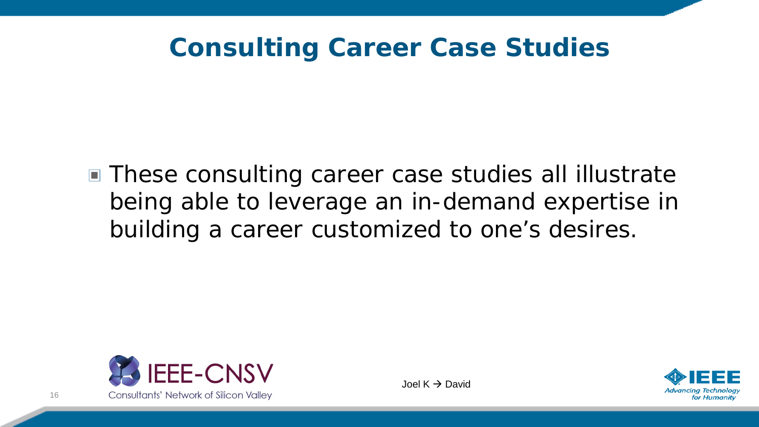# Consulting Career Case Studies

- These consulting career case studies all illustrate being able to leverage an in-demand expertise in building a career customized to one's desires.

Joel K → David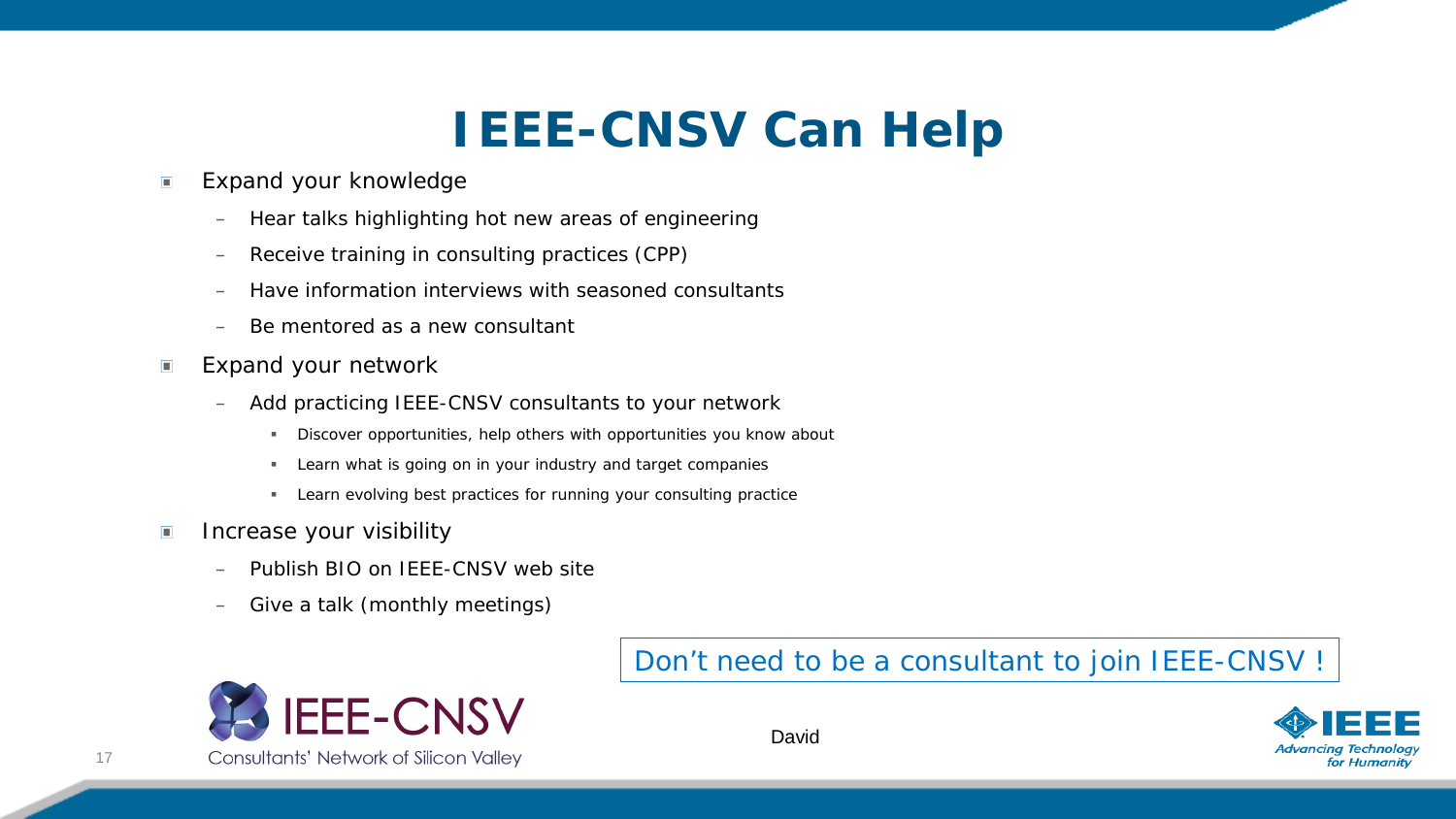# IEEE-CNSV Can Help

- Expand your knowledge
  - Hear talks highlighting hot new areas of engineering
  - Receive training in consulting practices (CPP)
  - Have information interviews with seasoned consultants
  - Be mentored as a new consultant
- Expand your network
  - Add practicing IEEE-CNSV consultants to your network
    - Discover opportunities, help others with opportunities you know about
    - Learn what is going on in your industry and target companies
    - Learn evolving best practices for running your consulting practice
- Increase your visibility
  - Publish BIO on IEEE-CNSV web site
  - Give a talk (monthly meetings)

Don't need to be a consultant to join IEEE-CNSV !

IEEE-CNSV
Consultants' Network of Silicon Valley

David

IEEE
Advancing Technology for Humanity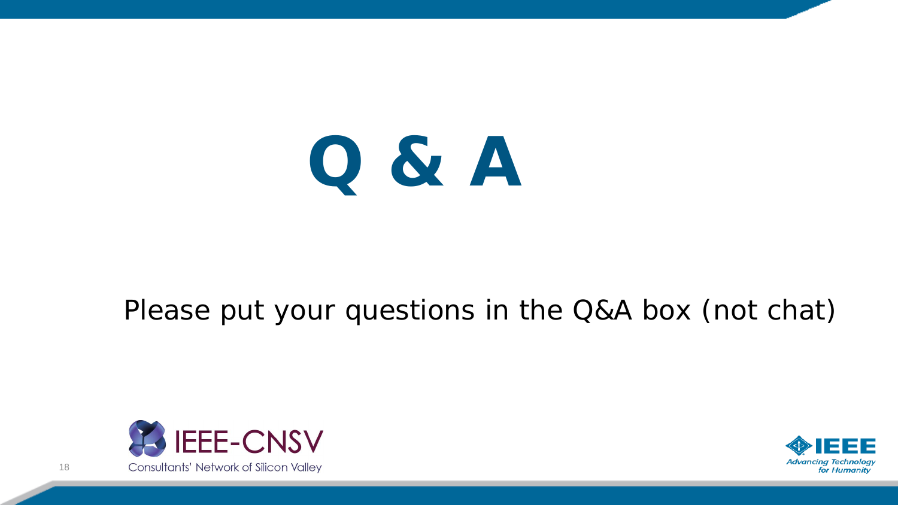# Q & A

Please put your questions in the Q&A box (not chat)

IEEE-CNSV

Consultants' Network of Silicon Valley

IEEE

Advancing Technology for Humanity